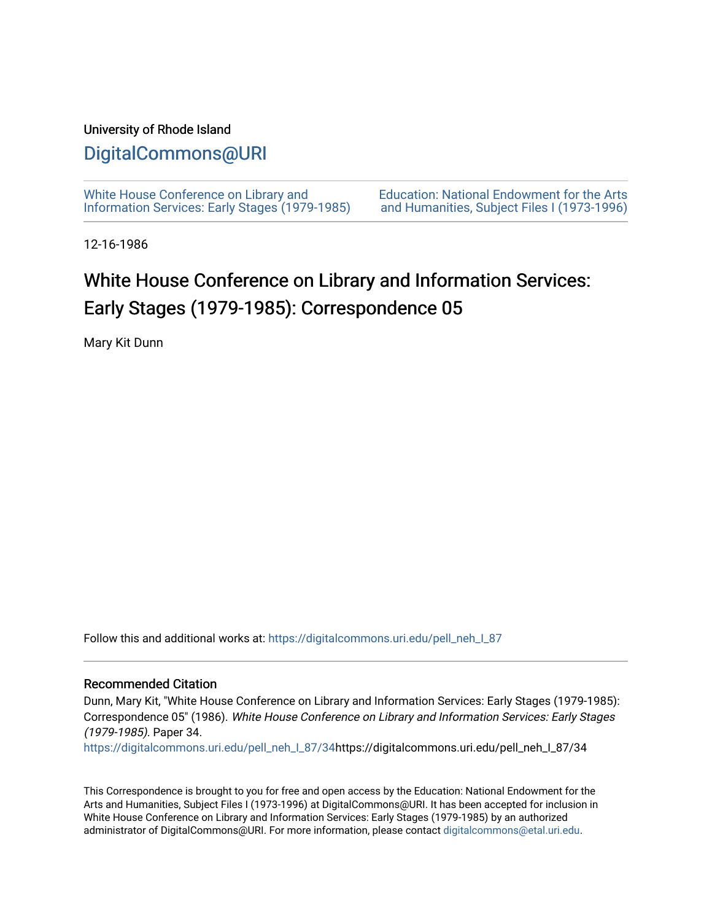University of Rhode Island

# DigitalCommons@URI

White House Conference on Library and Information Services: Early Stages (1979-1985)

Education: National Endowment for the Arts and Humanities, Subject Files I (1973-1996)

12-16-1986

# White House Conference on Library and Information Services: Early Stages (1979-1985): Correspondence 05

Mary Kit Dunn

Follow this and additional works at: https://digitalcommons.uri.edu/pell_neh_I_87

## Recommended Citation

Dunn, Mary Kit, "White House Conference on Library and Information Services: Early Stages (1979-1985): Correspondence 05" (1986). *White House Conference on Library and Information Services: Early Stages (1979-1985)*. Paper 34.
https://digitalcommons.uri.edu/pell_neh_I_87/34https://digitalcommons.uri.edu/pell_neh_I_87/34

This Correspondence is brought to you for free and open access by the Education: National Endowment for the Arts and Humanities, Subject Files I (1973-1996) at DigitalCommons@URI. It has been accepted for inclusion in White House Conference on Library and Information Services: Early Stages (1979-1985) by an authorized administrator of DigitalCommons@URI. For more information, please contact digitalcommons@etal.uri.edu.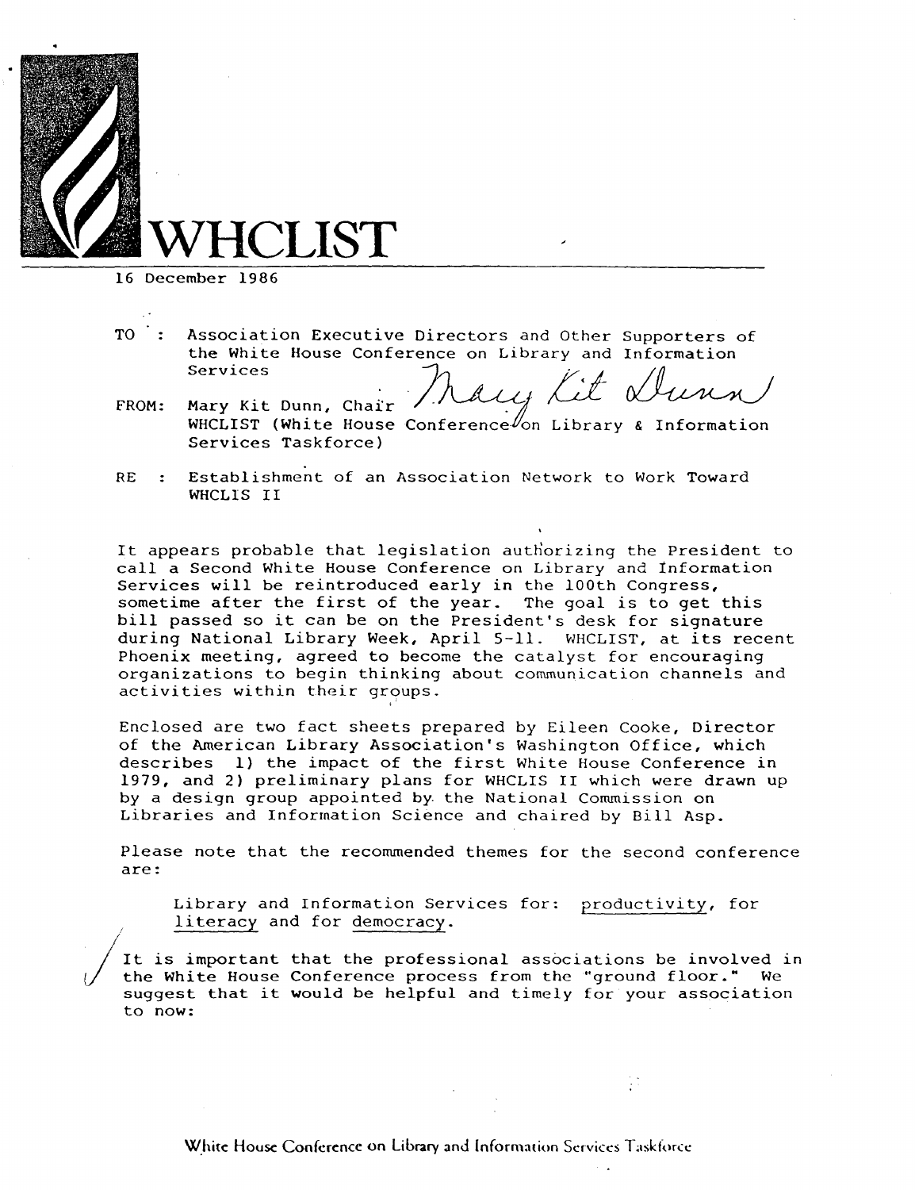# WHCLIST

16 December 1986

TO : Association Executive Directors and Other Supporters of the White House Conference on Library and Information Services

FROM: Mary Kit Dunn, Chair
WHCLIST (White House Conference on Library & Information Services Taskforce)

RE : Establishment of an Association Network to Work Toward WHCLIS II

It appears probable that legislation authorizing the President to call a Second White House Conference on Library and Information Services will be reintroduced early in the 100th Congress, sometime after the first of the year. The goal is to get this bill passed so it can be on the President's desk for signature during National Library Week, April 5-11. WHCLIST, at its recent Phoenix meeting, agreed to become the catalyst for encouraging organizations to begin thinking about communication channels and activities within their groups.

Enclosed are two fact sheets prepared by Eileen Cooke, Director of the American Library Association's Washington Office, which describes 1) the impact of the first White House Conference in 1979, and 2) preliminary plans for WHCLIS II which were drawn up by a design group appointed by the National Commission on Libraries and Information Science and chaired by Bill Asp.

Please note that the recommended themes for the second conference are:

Library and Information Services for: productivity, for literacy and for democracy.

It is important that the professional associations be involved in the White House Conference process from the "ground floor." We suggest that it would be helpful and timely for your association to now:

White House Conference on Library and Information Services Taskforce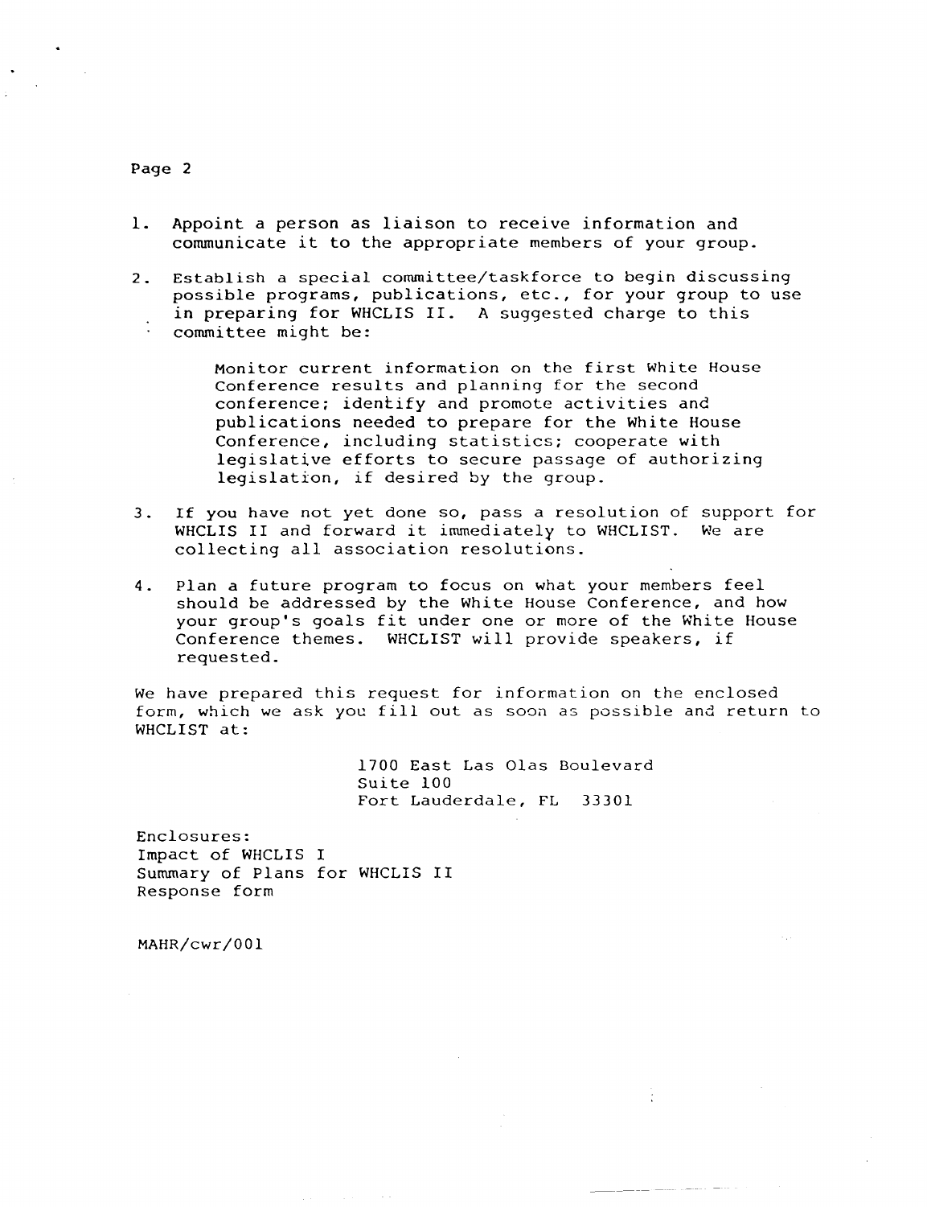1. Appoint a person as liaison to receive information and communicate it to the appropriate members of your group.

2. Establish a special committee/taskforce to begin discussing possible programs, publications, etc., for your group to use in preparing for WHCLIS II. A suggested charge to this committee might be:

   > Monitor current information on the first White House Conference results and planning for the second conference; identify and promote activities and publications needed to prepare for the White House Conference, including statistics; cooperate with legislative efforts to secure passage of authorizing legislation, if desired by the group.

3. If you have not yet done so, pass a resolution of support for WHCLIS II and forward it immediately to WHCLIST. We are collecting all association resolutions.

4. Plan a future program to focus on what your members feel should be addressed by the White House Conference, and how your group's goals fit under one or more of the White House Conference themes. WHCLIST will provide speakers, if requested.

We have prepared this request for information on the enclosed form, which we ask you fill out as soon as possible and return to WHCLIST at:

> 1700 East Las Olas Boulevard
> Suite 100
> Fort Lauderdale, FL 33301

Enclosures:
Impact of WHCLIS I
Summary of Plans for WHCLIS II
Response form

MAHR/cwr/001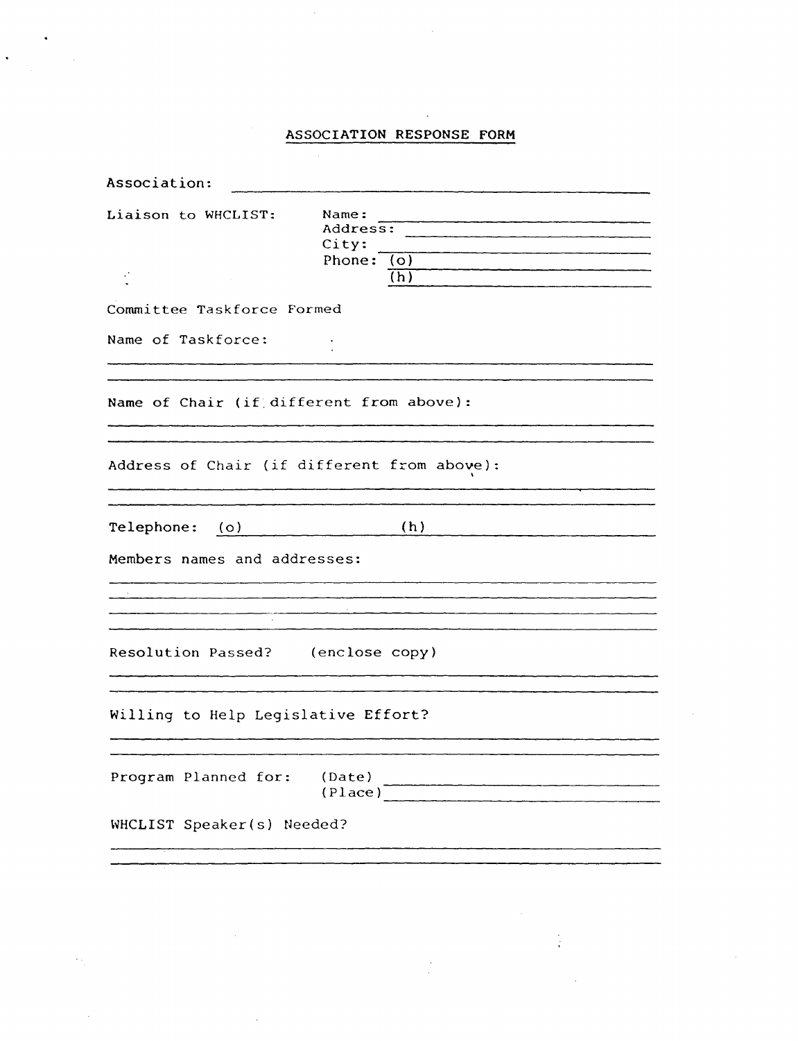# ASSOCIATION RESPONSE FORM

Association: ______________________________

Liaison to WHCLIST:
- Name: ______________________________
- Address: ______________________________
- City: ______________________________
- Phone: (o) ______________________________
- (h) ______________________________

Committee Taskforce Formed

Name of Taskforce:

______________________________

______________________________

Name of Chair (if different from above):

______________________________

______________________________

Address of Chair (if different from above):

______________________________

______________________________

Telephone: (o) ______________ (h) ______________

Members names and addresses:

______________________________

______________________________

______________________________

______________________________

Resolution Passed? (enclose copy)

______________________________

______________________________

Willing to Help Legislative Effort?

______________________________

______________________________

Program Planned for: (Date) ______________________________
(Place) ______________________________

WHCLIST Speaker(s) Needed?

______________________________

______________________________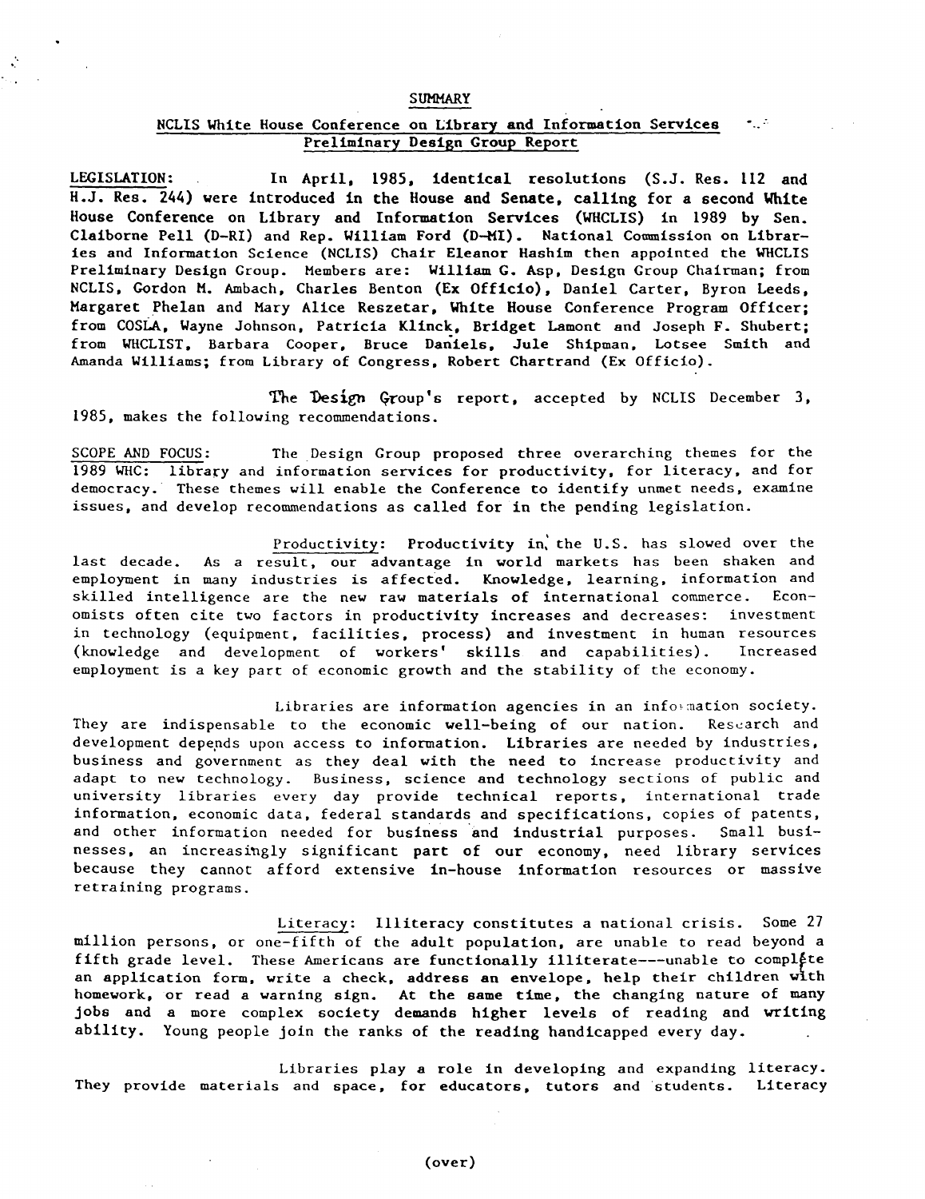## SUMMARY

### NCLIS White House Conference on Library and Information Services Preliminary Design Group Report

LEGISLATION: In April, 1985, identical resolutions (S.J. Res. 112 and H.J. Res. 244) were introduced in the House and Senate, calling for a second White House Conference on Library and Information Services (WHCLIS) in 1989 by Sen. Claiborne Pell (D-RI) and Rep. William Ford (D-MI). National Commission on Libraries and Information Science (NCLIS) Chair Eleanor Hashim then appointed the WHCLIS Preliminary Design Group. Members are: William G. Asp, Design Group Chairman; from NCLIS, Gordon M. Ambach, Charles Benton (Ex Officio), Daniel Carter, Byron Leeds, Margaret Phelan and Mary Alice Reszetar, White House Conference Program Officer; from COSLA, Wayne Johnson, Patricia Klinck, Bridget Lamont and Joseph F. Shubert; from WHCLIST, Barbara Cooper, Bruce Daniels, Jule Shipman, Lotsee Smith and Amanda Williams; from Library of Congress, Robert Chartrand (Ex Officio).

The Design Group's report, accepted by NCLIS December 3, 1985, makes the following recommendations.

SCOPE AND FOCUS: The Design Group proposed three overarching themes for the 1989 WHC: library and information services for productivity, for literacy, and for democracy. These themes will enable the Conference to identify unmet needs, examine issues, and develop recommendations as called for in the pending legislation.

Productivity: Productivity in the U.S. has slowed over the last decade. As a result, our advantage in world markets has been shaken and employment in many industries is affected. Knowledge, learning, information and skilled intelligence are the new raw materials of international commerce. Economists often cite two factors in productivity increases and decreases: investment in technology (equipment, facilities, process) and investment in human resources (knowledge and development of workers' skills and capabilities). Increased employment is a key part of economic growth and the stability of the economy.

Libraries are information agencies in an information society. They are indispensable to the economic well-being of our nation. Research and development depends upon access to information. Libraries are needed by industries, business and government as they deal with the need to increase productivity and adapt to new technology. Business, science and technology sections of public and university libraries every day provide technical reports, international trade information, economic data, federal standards and specifications, copies of patents, and other information needed for business and industrial purposes. Small businesses, an increasingly significant part of our economy, need library services because they cannot afford extensive in-house information resources or massive retraining programs.

Literacy: Illiteracy constitutes a national crisis. Some 27 million persons, or one-fifth of the adult population, are unable to read beyond a fifth grade level. These Americans are functionally illiterate---unable to complete an application form, write a check, address an envelope, help their children with homework, or read a warning sign. At the same time, the changing nature of many jobs and a more complex society demands higher levels of reading and writing ability. Young people join the ranks of the reading handicapped every day.

Libraries play a role in developing and expanding literacy. They provide materials and space, for educators, tutors and students. Literacy

(over)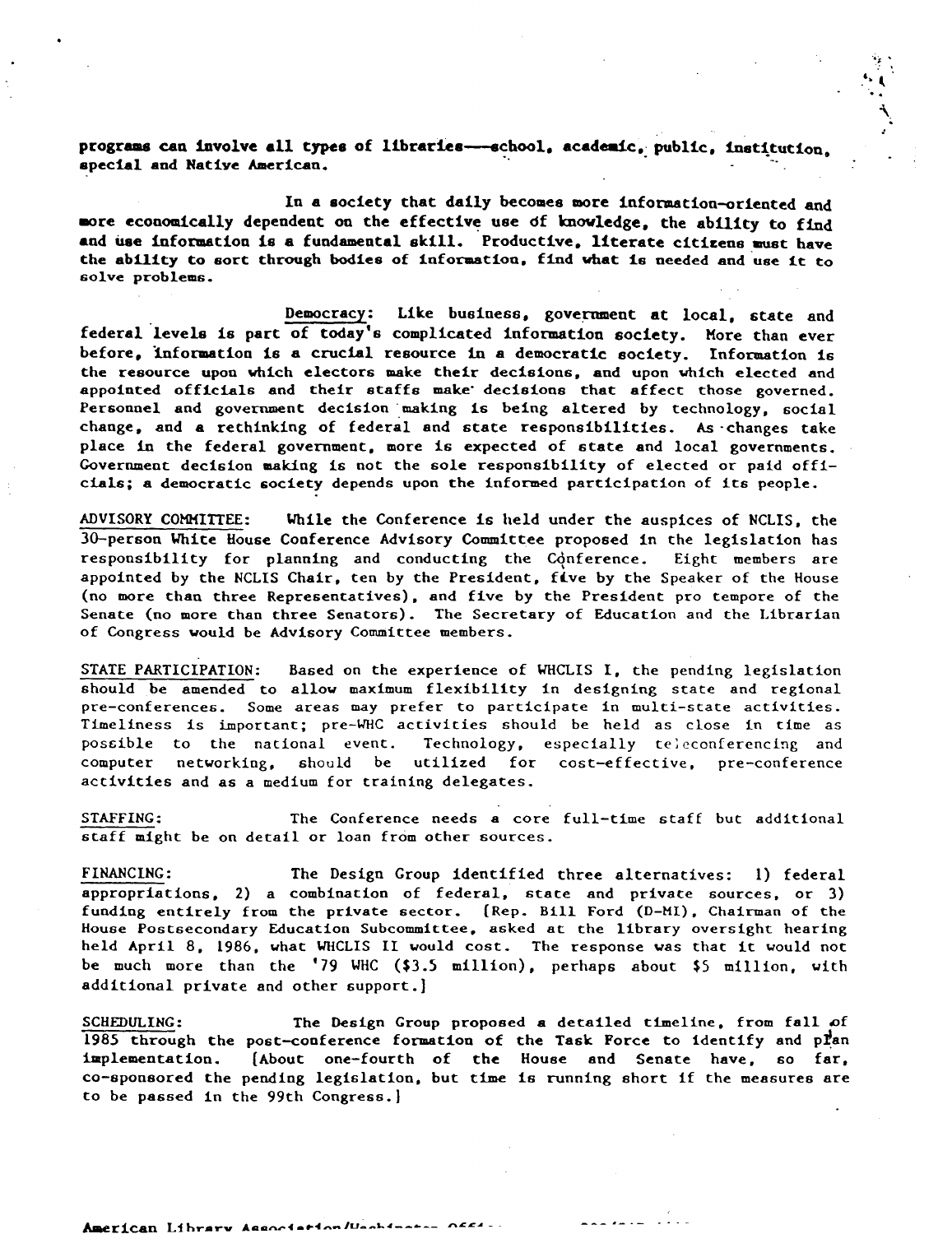programs can involve all types of libraries---school, academic, public, institution, special and Native American.

In a society that daily becomes more information-oriented and more economically dependent on the effective use of knowledge, the ability to find and use information is a fundamental skill. Productive, literate citizens must have the ability to sort through bodies of information, find what is needed and use it to solve problems.

Democracy: Like business, government at local, state and federal levels is part of today's complicated information society. More than ever before, information is a crucial resource in a democratic society. Information is the resource upon which electors make their decisions, and upon which elected and appointed officials and their staffs make decisions that affect those governed. Personnel and government decision making is being altered by technology, social change, and a rethinking of federal and state responsibilities. As changes take place in the federal government, more is expected of state and local governments. Government decision making is not the sole responsibility of elected or paid officials; a democratic society depends upon the informed participation of its people.

ADVISORY COMMITTEE: While the Conference is held under the auspices of NCLIS, the 30-person White House Conference Advisory Committee proposed in the legislation has responsibility for planning and conducting the Conference. Eight members are appointed by the NCLIS Chair, ten by the President, five by the Speaker of the House (no more than three Representatives), and five by the President pro tempore of the Senate (no more than three Senators). The Secretary of Education and the Librarian of Congress would be Advisory Committee members.

STATE PARTICIPATION: Based on the experience of WHCLIS I, the pending legislation should be amended to allow maximum flexibility in designing state and regional pre-conferences. Some areas may prefer to participate in multi-state activities. Timeliness is important; pre-WHC activities should be held as close in time as possible to the national event. Technology, especially teleconferencing and computer networking, should be utilized for cost-effective, pre-conference activities and as a medium for training delegates.

STAFFING: The Conference needs a core full-time staff but additional staff might be on detail or loan from other sources.

FINANCING: The Design Group identified three alternatives: 1) federal appropriations, 2) a combination of federal, state and private sources, or 3) funding entirely from the private sector. [Rep. Bill Ford (D-MI), Chairman of the House Postsecondary Education Subcommittee, asked at the library oversight hearing held April 8, 1986, what WHCLIS II would cost. The response was that it would not be much more than the '79 WHC ($3.5 million), perhaps about $5 million, with additional private and other support.]

SCHEDULING: The Design Group proposed a detailed timeline, from fall of 1985 through the post-conference formation of the Task Force to identify and plan implementation. [About one-fourth of the House and Senate have, so far, co-sponsored the pending legislation, but time is running short if the measures are to be passed in the 99th Congress.]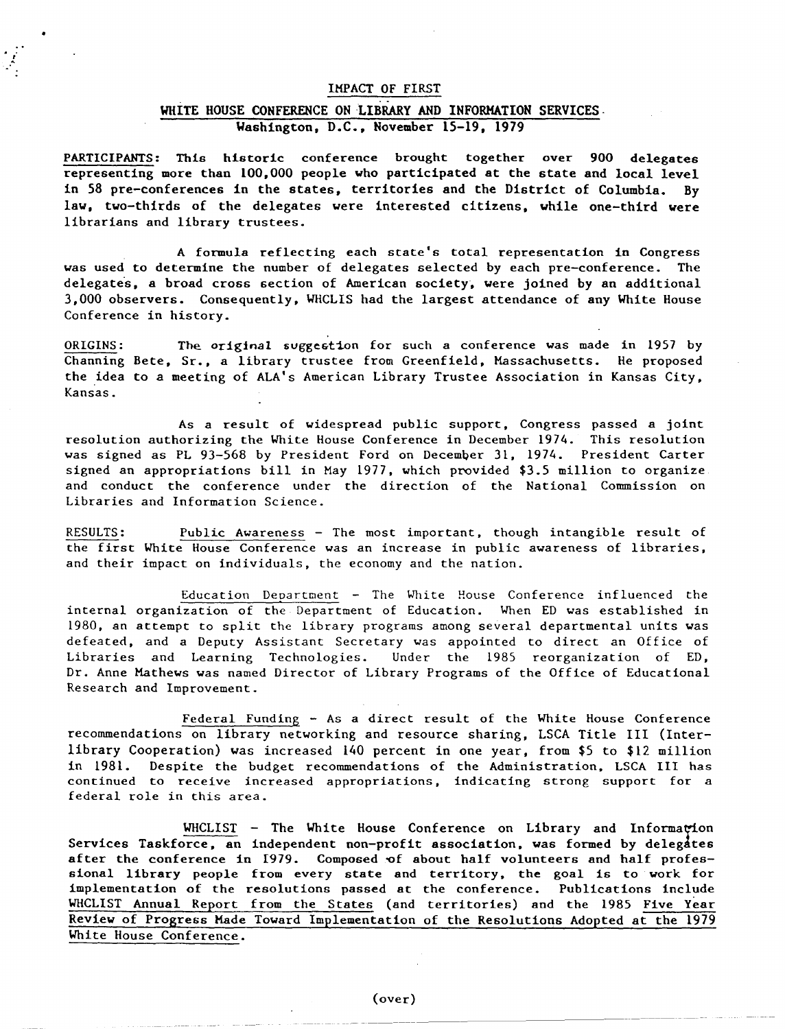# IMPACT OF FIRST

## WHITE HOUSE CONFERENCE ON LIBRARY AND INFORMATION SERVICES

### Washington, D.C., November 15-19, 1979

PARTICIPANTS: This historic conference brought together over 900 delegates representing more than 100,000 people who participated at the state and local level in 58 pre-conferences in the states, territories and the District of Columbia. By law, two-thirds of the delegates were interested citizens, while one-third were librarians and library trustees.

A formula reflecting each state's total representation in Congress was used to determine the number of delegates selected by each pre-conference. The delegates, a broad cross section of American society, were joined by an additional 3,000 observers. Consequently, WHCLIS had the largest attendance of any White House Conference in history.

ORIGINS: The original suggestion for such a conference was made in 1957 by Channing Bete, Sr., a library trustee from Greenfield, Massachusetts. He proposed the idea to a meeting of ALA's American Library Trustee Association in Kansas City, Kansas.

As a result of widespread public support, Congress passed a joint resolution authorizing the White House Conference in December 1974. This resolution was signed as PL 93-568 by President Ford on December 31, 1974. President Carter signed an appropriations bill in May 1977, which provided $3.5 million to organize and conduct the conference under the direction of the National Commission on Libraries and Information Science.

RESULTS: Public Awareness - The most important, though intangible result of the first White House Conference was an increase in public awareness of libraries, and their impact on individuals, the economy and the nation.

Education Department - The White House Conference influenced the internal organization of the Department of Education. When ED was established in 1980, an attempt to split the library programs among several departmental units was defeated, and a Deputy Assistant Secretary was appointed to direct an Office of Libraries and Learning Technologies. Under the 1985 reorganization of ED, Dr. Anne Mathews was named Director of Library Programs of the Office of Educational Research and Improvement.

Federal Funding - As a direct result of the White House Conference recommendations on library networking and resource sharing, LSCA Title III (Interlibrary Cooperation) was increased 140 percent in one year, from $5 to $12 million in 1981. Despite the budget recommendations of the Administration, LSCA III has continued to receive increased appropriations, indicating strong support for a federal role in this area.

WHCLIST - The White House Conference on Library and Information Services Taskforce, an independent non-profit association, was formed by delegates after the conference in 1979. Composed of about half volunteers and half professional library people from every state and territory, the goal is to work for implementation of the resolutions passed at the conference. Publications include WHCLIST Annual Report from the States (and territories) and the 1985 Five Year Review of Progress Made Toward Implementation of the Resolutions Adopted at the 1979 White House Conference.

(over)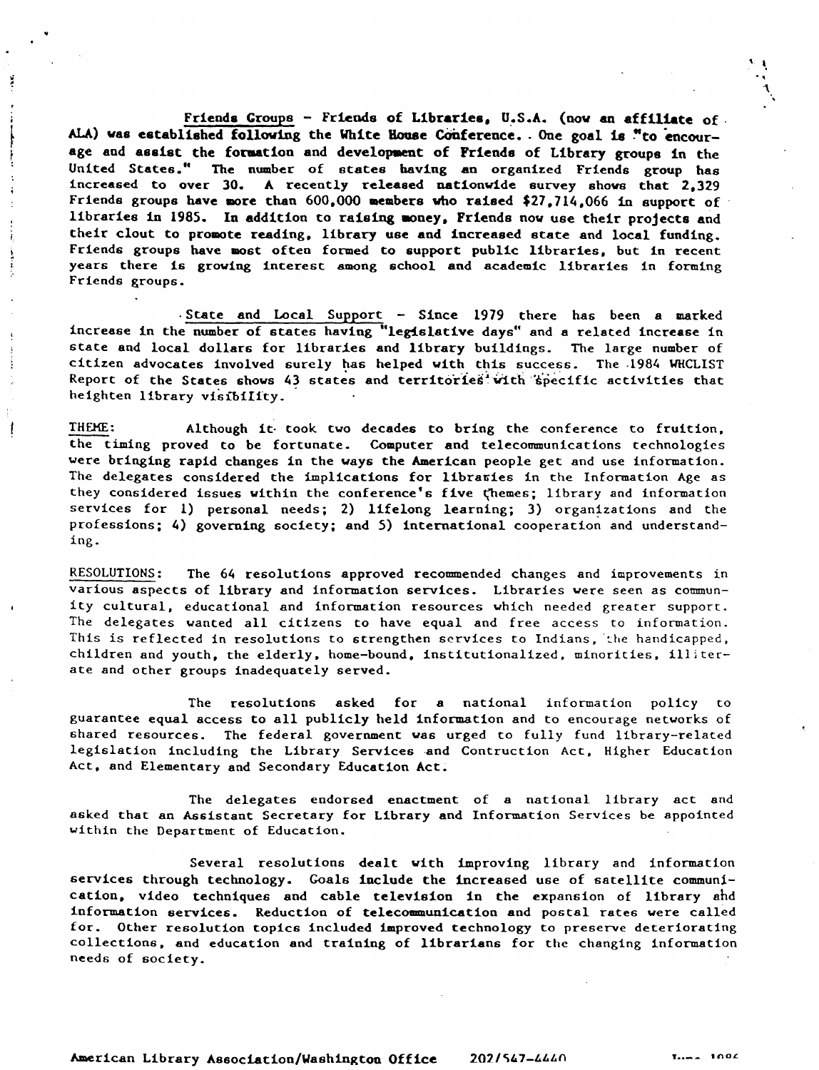Friends Groups - Friends of Libraries, U.S.A. (now an affiliate of ALA) was established following the White House Conference. One goal is "to encourage and assist the formation and development of Friends of Library groups in the United States." The number of states having an organized Friends group has increased to over 30. A recently released nationwide survey shows that 2,329 Friends groups have more than 600,000 members who raised $27,714,066 in support of libraries in 1985. In addition to raising money, Friends now use their projects and their clout to promote reading, library use and increased state and local funding. Friends groups have most often formed to support public libraries, but in recent years there is growing interest among school and academic libraries in forming Friends groups.

State and Local Support - Since 1979 there has been a marked increase in the number of states having "legislative days" and a related increase in state and local dollars for libraries and library buildings. The large number of citizen advocates involved surely has helped with this success. The 1984 WHCLIST Report of the States shows 43 states and territories with specific activities that heighten library visibility.

THEME: Although it took two decades to bring the conference to fruition, the timing proved to be fortunate. Computer and telecommunications technologies were bringing rapid changes in the ways the American people get and use information. The delegates considered the implications for libraries in the Information Age as they considered issues within the conference's five themes; library and information services for 1) personal needs; 2) lifelong learning; 3) organizations and the professions; 4) governing society; and 5) international cooperation and understanding.

RESOLUTIONS: The 64 resolutions approved recommended changes and improvements in various aspects of library and information services. Libraries were seen as community cultural, educational and information resources which needed greater support. The delegates wanted all citizens to have equal and free access to information. This is reflected in resolutions to strengthen services to Indians, the handicapped, children and youth, the elderly, home-bound, institutionalized, minorities, illiterate and other groups inadequately served.

The resolutions asked for a national information policy to guarantee equal access to all publicly held information and to encourage networks of shared resources. The federal government was urged to fully fund library-related legislation including the Library Services and Contruction Act, Higher Education Act, and Elementary and Secondary Education Act.

The delegates endorsed enactment of a national library act and asked that an Assistant Secretary for Library and Information Services be appointed within the Department of Education.

Several resolutions dealt with improving library and information services through technology. Goals include the increased use of satellite communication, video techniques and cable television in the expansion of library and information services. Reduction of telecommunication and postal rates were called for. Other resolution topics included improved technology to preserve deteriorating collections, and education and training of librarians for the changing information needs of society.